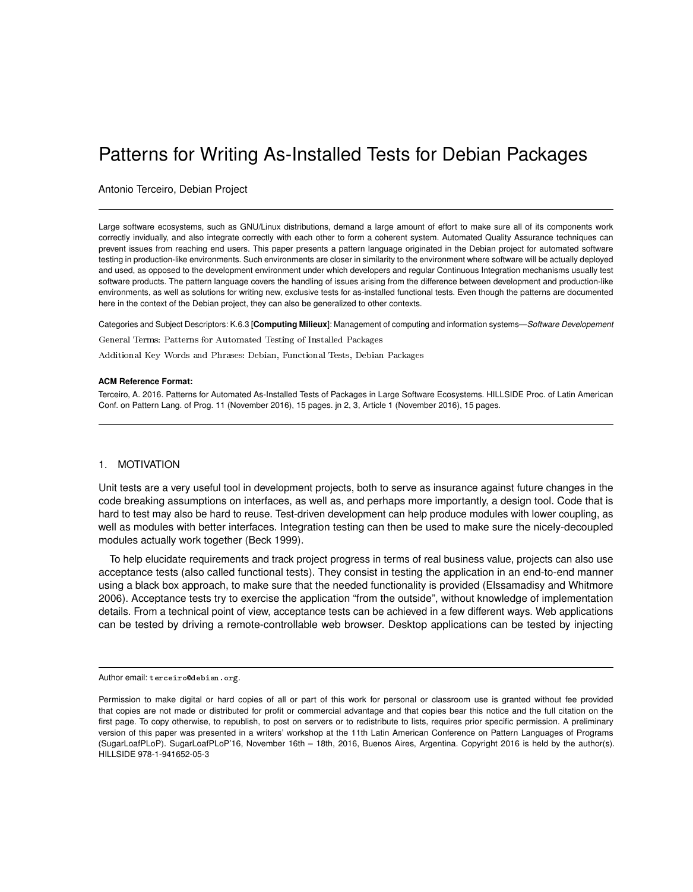# Patterns for Writing As-Installed Tests for Debian Packages

Antonio Terceiro, Debian Project

---

Large software ecosystems, such as GNU/Linux distributions, demand a large amount of effort to make sure all of its components work correctly invidually, and also integrate correctly with each other to form a coherent system. Automated Quality Assurance techniques can prevent issues from reaching end users. This paper presents a pattern language originated in the Debian project for automated software testing in production-like environments. Such environments are closer in similarity to the environment where software will be actually deployed and used, as opposed to the development environment under which developers and regular Continuous Integration mechanisms usually test software products. The pattern language covers the handling of issues arising from the difference between development and production-like environments, as well as solutions for writing new, exclusive tests for as-installed functional tests. Even though the patterns are documented here in the context of the Debian project, they can also be generalized to other contexts.

Categories and Subject Descriptors: K.6.3 [**Computing Milieux**]: Management of computing and information systems—*Software Developement*

General Terms: Patterns for Automated Testing of Installed Packages

Additional Key Words and Phrases: Debian, Functional Tests, Debian Packages

**ACM Reference Format:**

Terceiro, A. 2016. Patterns for Automated As-Installed Tests of Packages in Large Software Ecosystems. HILLSIDE Proc. of Latin American Conf. on Pattern Lang. of Prog. 11 (November 2016), 15 pages. jn 2, 3, Article 1 (November 2016), 15 pages.

---

## 1. MOTIVATION

Unit tests are a very useful tool in development projects, both to serve as insurance against future changes in the code breaking assumptions on interfaces, as well as, and perhaps more importantly, a design tool. Code that is hard to test may also be hard to reuse. Test-driven development can help produce modules with lower coupling, as well as modules with better interfaces. Integration testing can then be used to make sure the nicely-decoupled modules actually work together (Beck 1999).

To help elucidate requirements and track project progress in terms of real business value, projects can also use acceptance tests (also called functional tests). They consist in testing the application in an end-to-end manner using a black box approach, to make sure that the needed functionality is provided (Elssamadisy and Whitmore 2006). Acceptance tests try to exercise the application "from the outside", without knowledge of implementation details. From a technical point of view, acceptance tests can be achieved in a few different ways. Web applications can be tested by driving a remote-controllable web browser. Desktop applications can be tested by injecting

---

Author email: `terceiro@debian.org`.

Permission to make digital or hard copies of all or part of this work for personal or classroom use is granted without fee provided that copies are not made or distributed for profit or commercial advantage and that copies bear this notice and the full citation on the first page. To copy otherwise, to republish, to post on servers or to redistribute to lists, requires prior specific permission. A preliminary version of this paper was presented in a writers' workshop at the 11th Latin American Conference on Pattern Languages of Programs (SugarLoafPLoP). SugarLoafPLoP'16, November 16th – 18th, 2016, Buenos Aires, Argentina. Copyright 2016 is held by the author(s). HILLSIDE 978-1-941652-05-3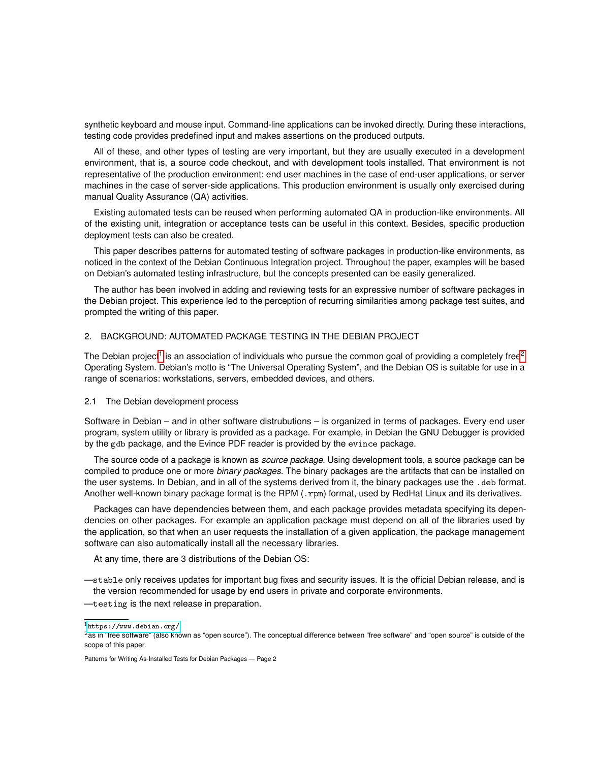synthetic keyboard and mouse input. Command-line applications can be invoked directly. During these interactions, testing code provides predefined input and makes assertions on the produced outputs.

All of these, and other types of testing are very important, but they are usually executed in a development environment, that is, a source code checkout, and with development tools installed. That environment is not representative of the production environment: end user machines in the case of end-user applications, or server machines in the case of server-side applications. This production environment is usually only exercised during manual Quality Assurance (QA) activities.

Existing automated tests can be reused when performing automated QA in production-like environments. All of the existing unit, integration or acceptance tests can be useful in this context. Besides, specific production deployment tests can also be created.

This paper describes patterns for automated testing of software packages in production-like environments, as noticed in the context of the Debian Continuous Integration project. Throughout the paper, examples will be based on Debian's automated testing infrastructure, but the concepts presented can be easily generalized.

The author has been involved in adding and reviewing tests for an expressive number of software packages in the Debian project. This experience led to the perception of recurring similarities among package test suites, and prompted the writing of this paper.

## 2. BACKGROUND: AUTOMATED PACKAGE TESTING IN THE DEBIAN PROJECT

The Debian project[1] is an association of individuals who pursue the common goal of providing a completely free[2] Operating System. Debian's motto is "The Universal Operating System", and the Debian OS is suitable for use in a range of scenarios: workstations, servers, embedded devices, and others.

### 2.1 The Debian development process

Software in Debian – and in other software distrubutions – is organized in terms of packages. Every end user program, system utility or library is provided as a package. For example, in Debian the GNU Debugger is provided by the `gdb` package, and the Evince PDF reader is provided by the `evince` package.

The source code of a package is known as *source package*. Using development tools, a source package can be compiled to produce one or more *binary packages*. The binary packages are the artifacts that can be installed on the user systems. In Debian, and in all of the systems derived from it, the binary packages use the `.deb` format. Another well-known binary package format is the RPM (`.rpm`) format, used by RedHat Linux and its derivatives.

Packages can have dependencies between them, and each package provides metadata specifying its dependencies on other packages. For example an application package must depend on all of the libraries used by the application, so that when an user requests the installation of a given application, the package management software can also automatically install all the necessary libraries.

At any time, there are 3 distributions of the Debian OS:

- `stable` only receives updates for important bug fixes and security issues. It is the official Debian release, and is the version recommended for usage by end users in private and corporate environments.
- `testing` is the next release in preparation.

[1] https://www.debian.org/

[2] as in "free software" (also known as "open source"). The conceptual difference between "free software" and "open source" is outside of the scope of this paper.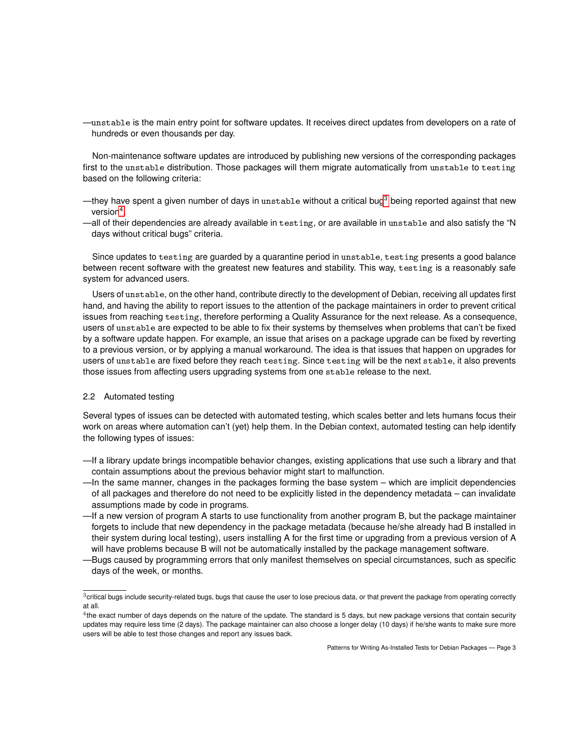- `unstable` is the main entry point for software updates. It receives direct updates from developers on a rate of hundreds or even thousands per day.

Non-maintenance software updates are introduced by publishing new versions of the corresponding packages first to the `unstable` distribution. Those packages will them migrate automatically from `unstable` to `testing` based on the following criteria:

- they have spent a given number of days in `unstable` without a critical bug[3] being reported against that new version[4].
- all of their dependencies are already available in `testing`, or are available in `unstable` and also satisfy the "N days without critical bugs" criteria.

Since updates to `testing` are guarded by a quarantine period in `unstable`, `testing` presents a good balance between recent software with the greatest new features and stability. This way, `testing` is a reasonably safe system for advanced users.

Users of `unstable`, on the other hand, contribute directly to the development of Debian, receiving all updates first hand, and having the ability to report issues to the attention of the package maintainers in order to prevent critical issues from reaching `testing`, therefore performing a Quality Assurance for the next release. As a consequence, users of `unstable` are expected to be able to fix their systems by themselves when problems that can't be fixed by a software update happen. For example, an issue that arises on a package upgrade can be fixed by reverting to a previous version, or by applying a manual workaround. The idea is that issues that happen on upgrades for users of `unstable` are fixed before they reach `testing`. Since `testing` will be the next `stable`, it also prevents those issues from affecting users upgrading systems from one `stable` release to the next.

### 2.2 Automated testing

Several types of issues can be detected with automated testing, which scales better and lets humans focus their work on areas where automation can't (yet) help them. In the Debian context, automated testing can help identify the following types of issues:

- If a library update brings incompatible behavior changes, existing applications that use such a library and that contain assumptions about the previous behavior might start to malfunction.
- In the same manner, changes in the packages forming the base system – which are implicit dependencies of all packages and therefore do not need to be explicitly listed in the dependency metadata – can invalidate assumptions made by code in programs.
- If a new version of program A starts to use functionality from another program B, but the package maintainer forgets to include that new dependency in the package metadata (because he/she already had B installed in their system during local testing), users installing A for the first time or upgrading from a previous version of A will have problems because B will not be automatically installed by the package management software.
- Bugs caused by programming errors that only manifest themselves on special circumstances, such as specific days of the week, or months.

---

[3] critical bugs include security-related bugs, bugs that cause the user to lose precious data, or that prevent the package from operating correctly at all.

[4] the exact number of days depends on the nature of the update. The standard is 5 days, but new package versions that contain security updates may require less time (2 days). The package maintainer can also choose a longer delay (10 days) if he/she wants to make sure more users will be able to test those changes and report any issues back.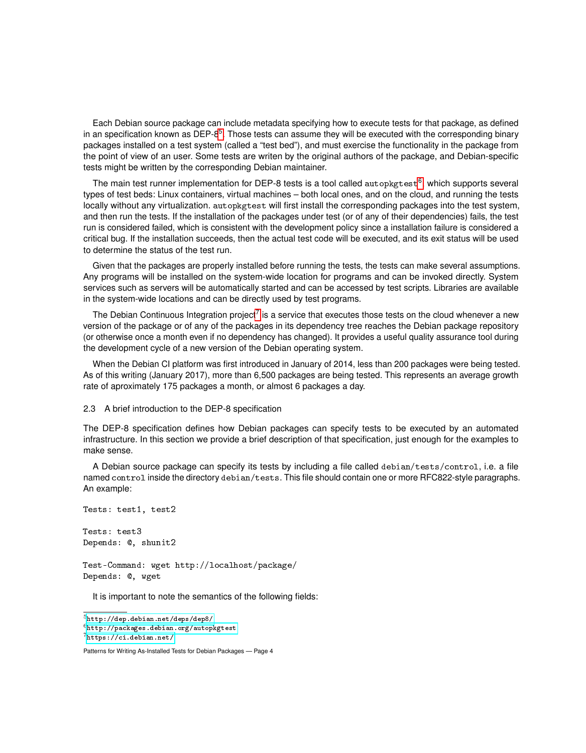Each Debian source package can include metadata specifying how to execute tests for that package, as defined in an specification known as DEP-8[5]. Those tests can assume they will be executed with the corresponding binary packages installed on a test system (called a "test bed"), and must exercise the functionality in the package from the point of view of an user. Some tests are writen by the original authors of the package, and Debian-specific tests might be written by the corresponding Debian maintainer.

The main test runner implementation for DEP-8 tests is a tool called `autopkgtest`[6], which supports several types of test beds: Linux containers, virtual machines – both local ones, and on the cloud, and running the tests locally without any virtualization. `autopkgtest` will first install the corresponding packages into the test system, and then run the tests. If the installation of the packages under test (or of any of their dependencies) fails, the test run is considered failed, which is consistent with the development policy since a installation failure is considered a critical bug. If the installation succeeds, then the actual test code will be executed, and its exit status will be used to determine the status of the test run.

Given that the packages are properly installed before running the tests, the tests can make several assumptions. Any programs will be installed on the system-wide location for programs and can be invoked directly. System services such as servers will be automatically started and can be accessed by test scripts. Libraries are available in the system-wide locations and can be directly used by test programs.

The Debian Continuous Integration project[7] is a service that executes those tests on the cloud whenever a new version of the package or of any of the packages in its dependency tree reaches the Debian package repository (or otherwise once a month even if no dependency has changed). It provides a useful quality assurance tool during the development cycle of a new version of the Debian operating system.

When the Debian CI platform was first introduced in January of 2014, less than 200 packages were being tested. As of this writing (January 2017), more than 6,500 packages are being tested. This represents an average growth rate of aproximately 175 packages a month, or almost 6 packages a day.

### 2.3 A brief introduction to the DEP-8 specification

The DEP-8 specification defines how Debian packages can specify tests to be executed by an automated infrastructure. In this section we provide a brief description of that specification, just enough for the examples to make sense.

A Debian source package can specify its tests by including a file called `debian/tests/control`, i.e. a file named `control` inside the directory `debian/tests`. This file should contain one or more RFC822-style paragraphs. An example:

```
Tests: test1, test2

Tests: test3
Depends: @, shunit2

Test-Command: wget http://localhost/package/
Depends: @, wget
```

It is important to note the semantics of the following fields:

[5] http://dep.debian.net/deps/dep8/
[6] http://packages.debian.org/autopkgtest
[7] https://ci.debian.net/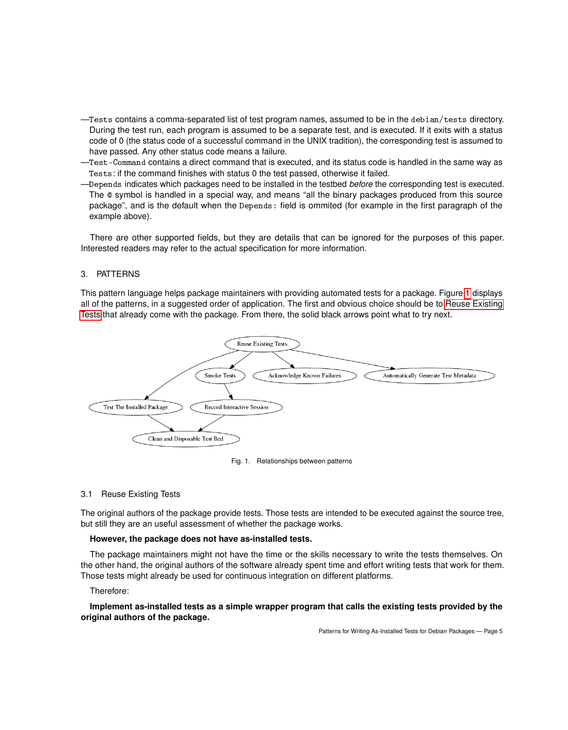—`Tests` contains a comma-separated list of test program names, assumed to be in the `debian/tests` directory. During the test run, each program is assumed to be a separate test, and is executed. If it exits with a status code of 0 (the status code of a successful command in the UNIX tradition), the corresponding test is assumed to have passed. Any other status code means a failure.

—`Test-Command` contains a direct command that is executed, and its status code is handled in the same way as `Tests`: if the command finishes with status 0 the test passed, otherwise it failed.

—`Depends` indicates which packages need to be installed in the testbed *before* the corresponding test is executed. The `@` symbol is handled in a special way, and means "all the binary packages produced from this source package", and is the default when the `Depends:` field is ommited (for example in the first paragraph of the example above).

There are other supported fields, but they are details that can be ignored for the purposes of this paper. Interested readers may refer to the actual specification for more information.

## 3. PATTERNS

This pattern language helps package maintainers with providing automated tests for a package. Figure 1 displays all of the patterns, in a suggested order of application. The first and obvious choice should be to Reuse Existing Tests that already come with the package. From there, the solid black arrows point what to try next.

Fig. 1. Relationships between patterns

### 3.1 Reuse Existing Tests

The original authors of the package provide tests. Those tests are intended to be executed against the source tree, but still they are an useful assessment of whether the package works.

**However, the package does not have as-installed tests.**

The package maintainers might not have the time or the skills necessary to write the tests themselves. On the other hand, the original authors of the software already spent time and effort writing tests that work for them. Those tests might already be used for continuous integration on different platforms.

Therefore:

**Implement as-installed tests as a simple wrapper program that calls the existing tests provided by the original authors of the package.**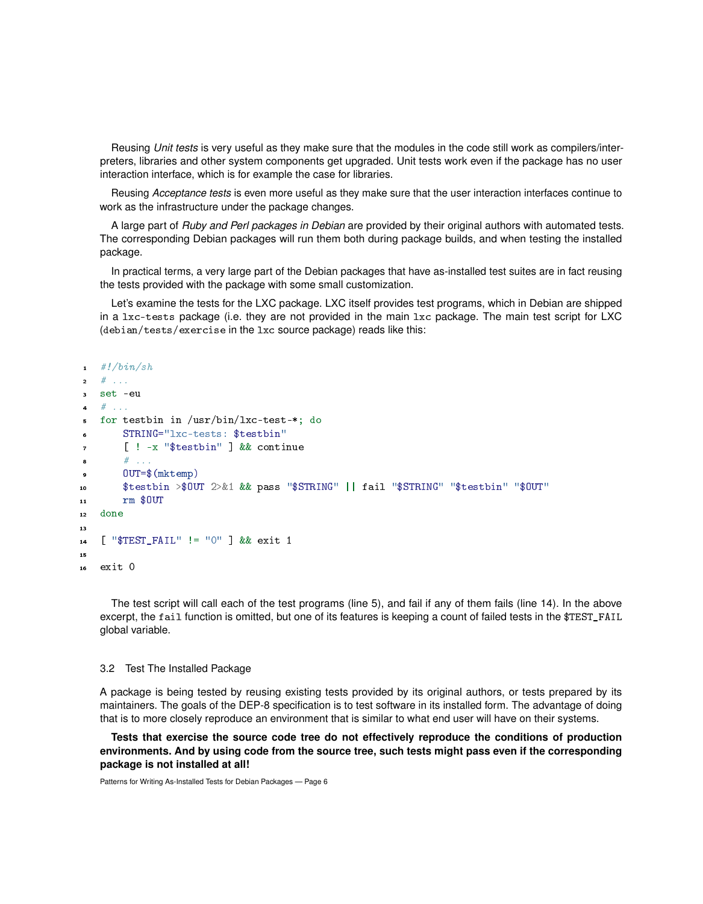Reusing *Unit tests* is very useful as they make sure that the modules in the code still work as compilers/interpreters, libraries and other system components get upgraded. Unit tests work even if the package has no user interaction interface, which is for example the case for libraries.

Reusing *Acceptance tests* is even more useful as they make sure that the user interaction interfaces continue to work as the infrastructure under the package changes.

A large part of *Ruby and Perl packages in Debian* are provided by their original authors with automated tests. The corresponding Debian packages will run them both during package builds, and when testing the installed package.

In practical terms, a very large part of the Debian packages that have as-installed test suites are in fact reusing the tests provided with the package with some small customization.

Let's examine the tests for the LXC package. LXC itself provides test programs, which in Debian are shipped in a `lxc-tests` package (i.e. they are not provided in the main `lxc` package. The main test script for LXC (`debian/tests/exercise` in the `lxc` source package) reads like this:

```
1  #!/bin/sh
2  # ...
3  set -eu
4  # ...
5  for testbin in /usr/bin/lxc-test-*; do
6      STRING="lxc-tests: $testbin"
7      [ ! -x "$testbin" ] && continue
8      # ...
9      OUT=$(mktemp)
10     $testbin >$OUT 2>&1 && pass "$STRING" || fail "$STRING" "$testbin" "$OUT"
11     rm $OUT
12 done
13
14 [ "$TEST_FAIL" != "0" ] && exit 1
15
16 exit 0
```

The test script will call each of the test programs (line 5), and fail if any of them fails (line 14). In the above excerpt, the `fail` function is omitted, but one of its features is keeping a count of failed tests in the `$TEST_FAIL` global variable.

### 3.2 Test The Installed Package

A package is being tested by reusing existing tests provided by its original authors, or tests prepared by its maintainers. The goals of the DEP-8 specification is to test software in its installed form. The advantage of doing that is to more closely reproduce an environment that is similar to what end user will have on their systems.

**Tests that exercise the source code tree do not effectively reproduce the conditions of production environments. And by using code from the source tree, such tests might pass even if the corresponding package is not installed at all!**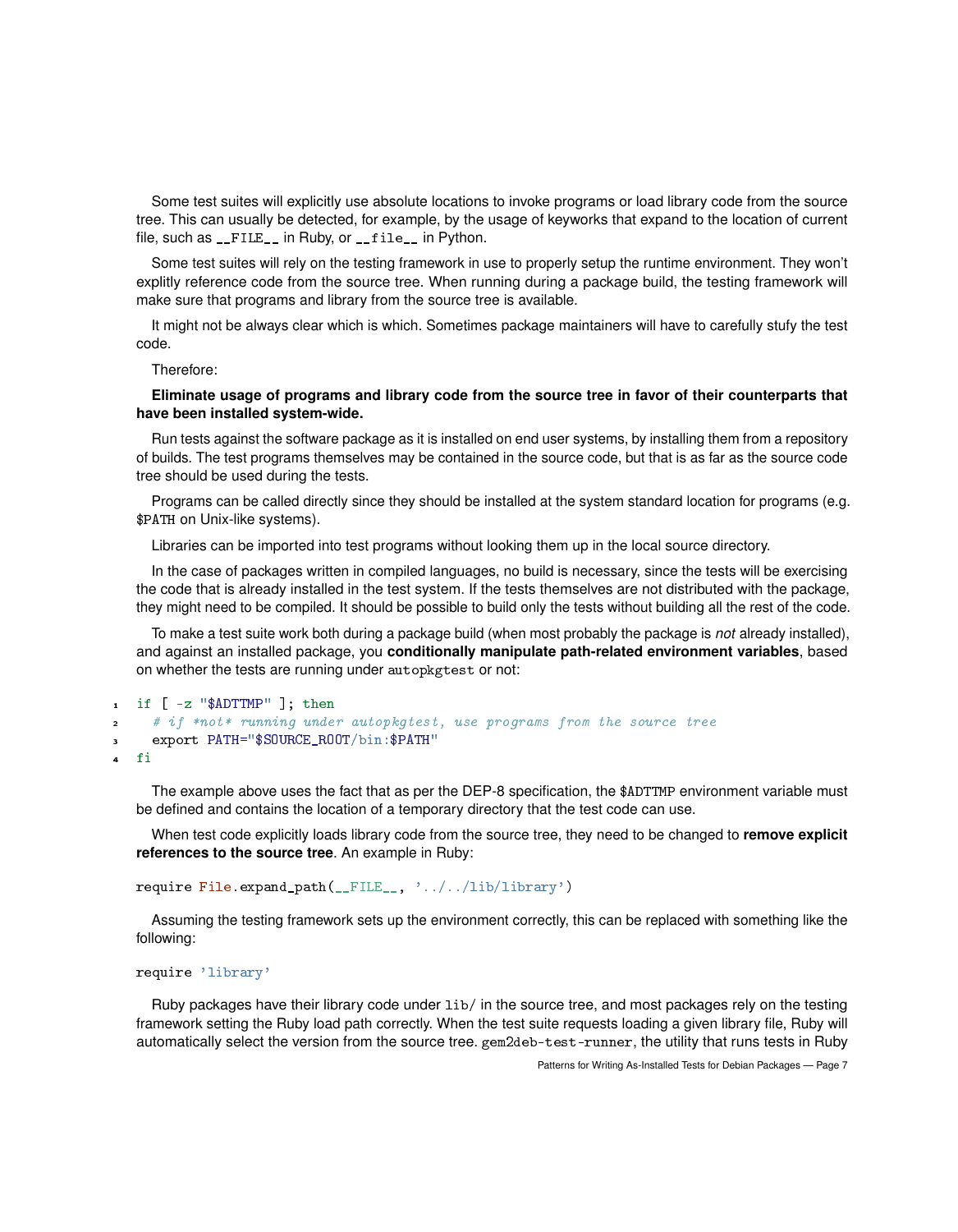Some test suites will explicitly use absolute locations to invoke programs or load library code from the source tree. This can usually be detected, for example, by the usage of keyworks that expand to the location of current file, such as `__FILE__` in Ruby, or `__file__` in Python.

Some test suites will rely on the testing framework in use to properly setup the runtime environment. They won't explitly reference code from the source tree. When running during a package build, the testing framework will make sure that programs and library from the source tree is available.

It might not be always clear which is which. Sometimes package maintainers will have to carefully stufy the test code.

Therefore:

**Eliminate usage of programs and library code from the source tree in favor of their counterparts that have been installed system-wide.**

Run tests against the software package as it is installed on end user systems, by installing them from a repository of builds. The test programs themselves may be contained in the source code, but that is as far as the source code tree should be used during the tests.

Programs can be called directly since they should be installed at the system standard location for programs (e.g. `$PATH` on Unix-like systems).

Libraries can be imported into test programs without looking them up in the local source directory.

In the case of packages written in compiled languages, no build is necessary, since the tests will be exercising the code that is already installed in the test system. If the tests themselves are not distributed with the package, they might need to be compiled. It should be possible to build only the tests without building all the rest of the code.

To make a test suite work both during a package build (when most probably the package is *not* already installed), and against an installed package, you **conditionally manipulate path-related environment variables**, based on whether the tests are running under `autopkgtest` or not:

```
if [ -z "$ADTTMP" ]; then
  # if *not* running under autopkgtest, use programs from the source tree
  export PATH="$SOURCE_ROOT/bin:$PATH"
fi
```

The example above uses the fact that as per the DEP-8 specification, the `$ADTTMP` environment variable must be defined and contains the location of a temporary directory that the test code can use.

When test code explicitly loads library code from the source tree, they need to be changed to **remove explicit references to the source tree**. An example in Ruby:

```
require File.expand_path(__FILE__, '../../lib/library')
```

Assuming the testing framework sets up the environment correctly, this can be replaced with something like the following:

```
require 'library'
```

Ruby packages have their library code under `lib/` in the source tree, and most packages rely on the testing framework setting the Ruby load path correctly. When the test suite requests loading a given library file, Ruby will automatically select the version from the source tree. `gem2deb-test-runner`, the utility that runs tests in Ruby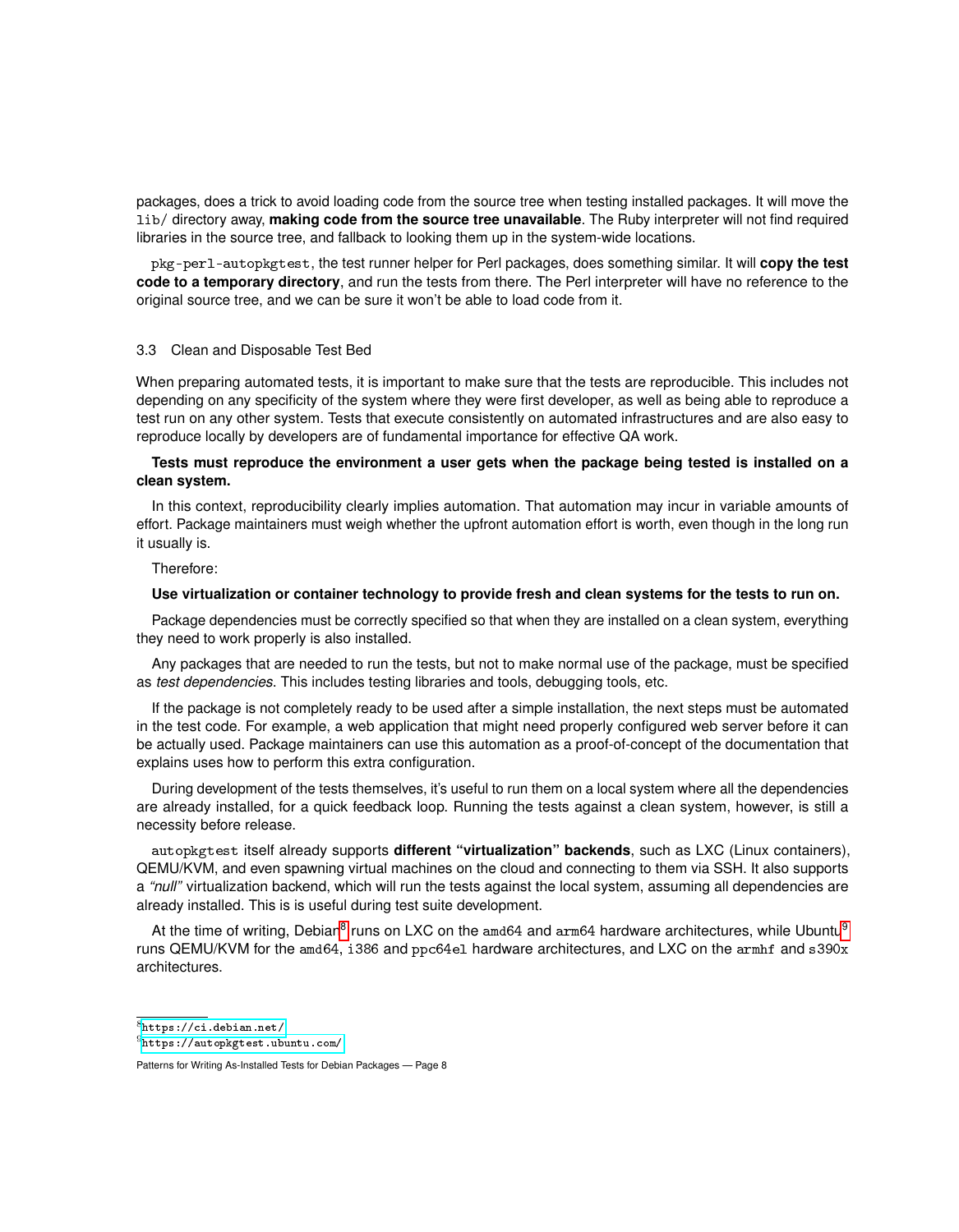packages, does a trick to avoid loading code from the source tree when testing installed packages. It will move the `lib/` directory away, **making code from the source tree unavailable**. The Ruby interpreter will not find required libraries in the source tree, and fallback to looking them up in the system-wide locations.

`pkg-perl-autopkgtest`, the test runner helper for Perl packages, does something similar. It will **copy the test code to a temporary directory**, and run the tests from there. The Perl interpreter will have no reference to the original source tree, and we can be sure it won't be able to load code from it.

### 3.3 Clean and Disposable Test Bed

When preparing automated tests, it is important to make sure that the tests are reproducible. This includes not depending on any specificity of the system where they were first developer, as well as being able to reproduce a test run on any other system. Tests that execute consistently on automated infrastructures and are also easy to reproduce locally by developers are of fundamental importance for effective QA work.

**Tests must reproduce the environment a user gets when the package being tested is installed on a clean system.**

In this context, reproducibility clearly implies automation. That automation may incur in variable amounts of effort. Package maintainers must weigh whether the upfront automation effort is worth, even though in the long run it usually is.

Therefore:

**Use virtualization or container technology to provide fresh and clean systems for the tests to run on.**

Package dependencies must be correctly specified so that when they are installed on a clean system, everything they need to work properly is also installed.

Any packages that are needed to run the tests, but not to make normal use of the package, must be specified as *test dependencies*. This includes testing libraries and tools, debugging tools, etc.

If the package is not completely ready to be used after a simple installation, the next steps must be automated in the test code. For example, a web application that might need properly configured web server before it can be actually used. Package maintainers can use this automation as a proof-of-concept of the documentation that explains uses how to perform this extra configuration.

During development of the tests themselves, it's useful to run them on a local system where all the dependencies are already installed, for a quick feedback loop. Running the tests against a clean system, however, is still a necessity before release.

`autopkgtest` itself already supports **different "virtualization" backends**, such as LXC (Linux containers), QEMU/KVM, and even spawning virtual machines on the cloud and connecting to them via SSH. It also supports a *"null"* virtualization backend, which will run the tests against the local system, assuming all dependencies are already installed. This is is useful during test suite development.

At the time of writing, Debian[8] runs on LXC on the `amd64` and `arm64` hardware architectures, while Ubuntu[9] runs QEMU/KVM for the `amd64`, `i386` and `ppc64el` hardware architectures, and LXC on the `armhf` and `s390x` architectures.

---

[8] https://ci.debian.net/

[9] https://autopkgtest.ubuntu.com/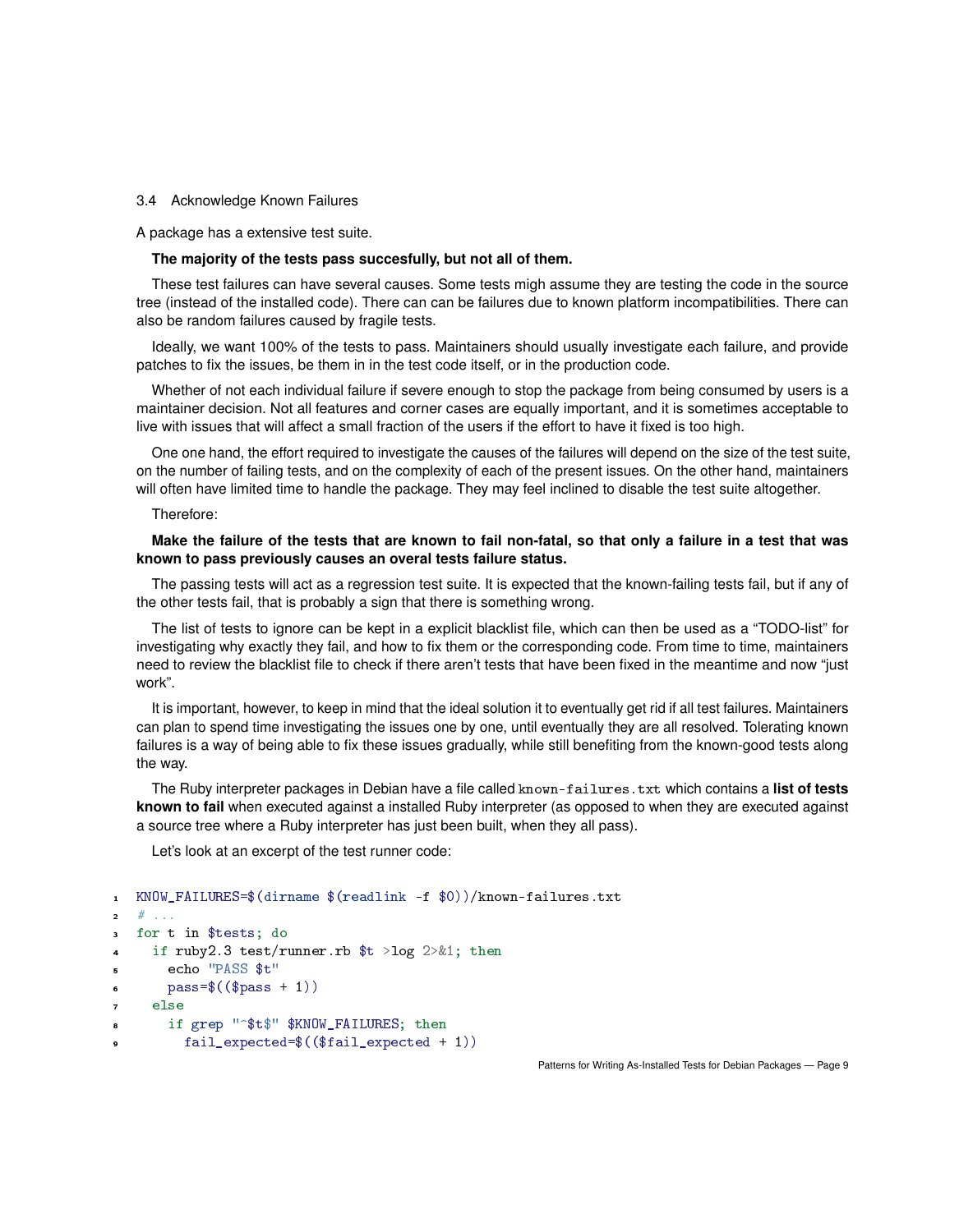### 3.4 Acknowledge Known Failures

A package has a extensive test suite.

**The majority of the tests pass succesfully, but not all of them.**

These test failures can have several causes. Some tests migh assume they are testing the code in the source tree (instead of the installed code). There can can be failures due to known platform incompatibilities. There can also be random failures caused by fragile tests.

Ideally, we want 100% of the tests to pass. Maintainers should usually investigate each failure, and provide patches to fix the issues, be them in in the test code itself, or in the production code.

Whether of not each individual failure if severe enough to stop the package from being consumed by users is a maintainer decision. Not all features and corner cases are equally important, and it is sometimes acceptable to live with issues that will affect a small fraction of the users if the effort to have it fixed is too high.

One one hand, the effort required to investigate the causes of the failures will depend on the size of the test suite, on the number of failing tests, and on the complexity of each of the present issues. On the other hand, maintainers will often have limited time to handle the package. They may feel inclined to disable the test suite altogether.

Therefore:

**Make the failure of the tests that are known to fail non-fatal, so that only a failure in a test that was known to pass previously causes an overal tests failure status.**

The passing tests will act as a regression test suite. It is expected that the known-failing tests fail, but if any of the other tests fail, that is probably a sign that there is something wrong.

The list of tests to ignore can be kept in a explicit blacklist file, which can then be used as a "TODO-list" for investigating why exactly they fail, and how to fix them or the corresponding code. From time to time, maintainers need to review the blacklist file to check if there aren't tests that have been fixed in the meantime and now "just work".

It is important, however, to keep in mind that the ideal solution it to eventually get rid if all test failures. Maintainers can plan to spend time investigating the issues one by one, until eventually they are all resolved. Tolerating known failures is a way of being able to fix these issues gradually, while still benefiting from the known-good tests along the way.

The Ruby interpreter packages in Debian have a file called `known-failures.txt` which contains a **list of tests known to fail** when executed against a installed Ruby interpreter (as opposed to when they are executed against a source tree where a Ruby interpreter has just been built, when they all pass).

Let's look at an excerpt of the test runner code:

```
KNOW_FAILURES=$(dirname $(readlink -f $0))/known-failures.txt
# ...
for t in $tests; do
  if ruby2.3 test/runner.rb $t >log 2>&1; then
    echo "PASS $t"
    pass=$(($pass + 1))
  else
    if grep "^$t$" $KNOW_FAILURES; then
      fail_expected=$(($fail_expected + 1))
```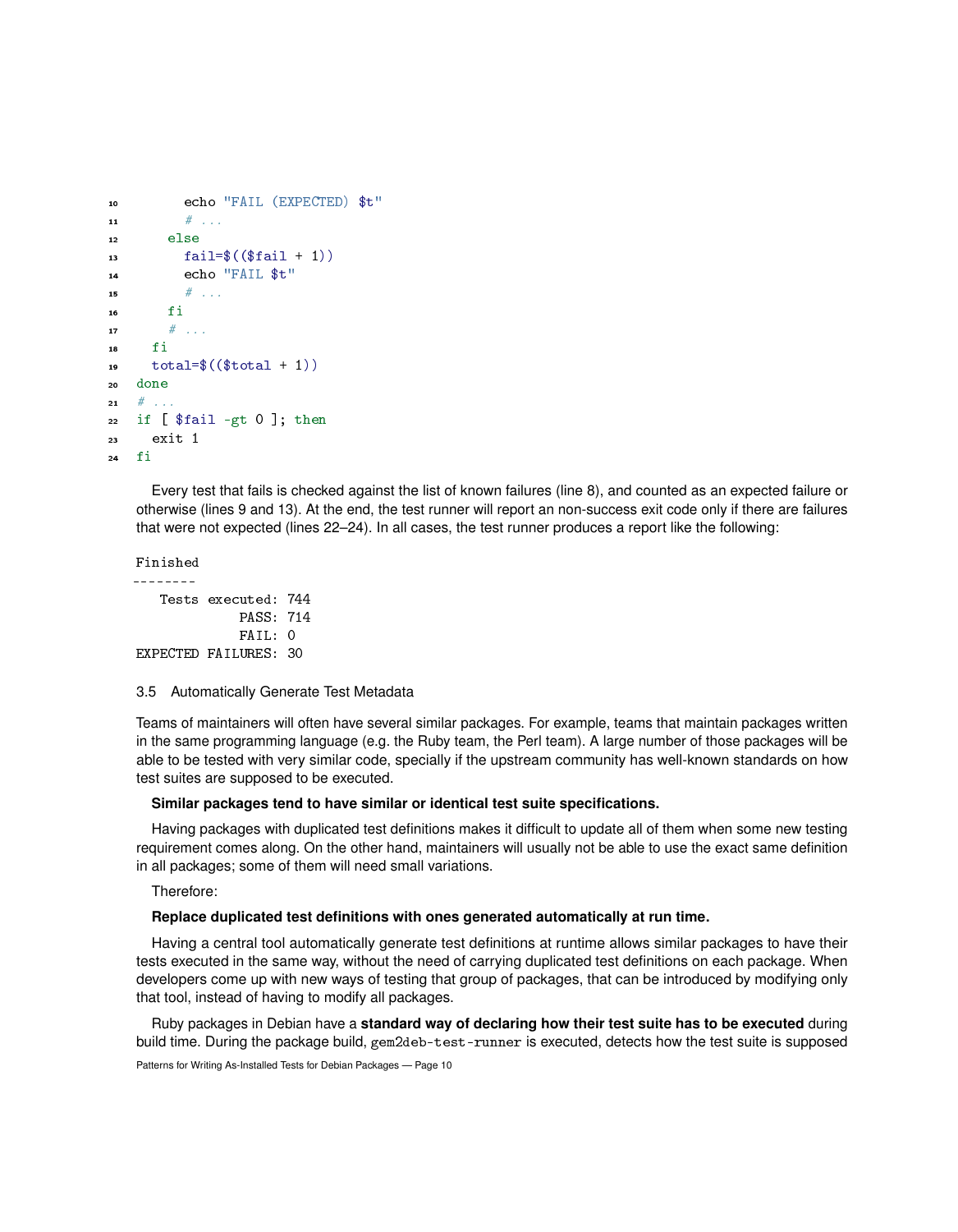```
      echo "FAIL (EXPECTED) $t"
      # ...
    else
      fail=$(($fail + 1))
      echo "FAIL $t"
      # ...
    fi
    # ...
  fi
  total=$(($total + 1))
done
# ...
if [ $fail -gt 0 ]; then
  exit 1
fi
```

Every test that fails is checked against the list of known failures (line 8), and counted as an expected failure or otherwise (lines 9 and 13). At the end, the test runner will report an non-success exit code only if there are failures that were not expected (lines 22–24). In all cases, the test runner produces a report like the following:

```
Finished
--------
   Tests executed: 744
             PASS: 714
             FAIL: 0
EXPECTED FAILURES: 30
```

### 3.5 Automatically Generate Test Metadata

Teams of maintainers will often have several similar packages. For example, teams that maintain packages written in the same programming language (e.g. the Ruby team, the Perl team). A large number of those packages will be able to be tested with very similar code, specially if the upstream community has well-known standards on how test suites are supposed to be executed.

**Similar packages tend to have similar or identical test suite specifications.**

Having packages with duplicated test definitions makes it difficult to update all of them when some new testing requirement comes along. On the other hand, maintainers will usually not be able to use the exact same definition in all packages; some of them will need small variations.

Therefore:

**Replace duplicated test definitions with ones generated automatically at run time.**

Having a central tool automatically generate test definitions at runtime allows similar packages to have their tests executed in the same way, without the need of carrying duplicated test definitions on each package. When developers come up with new ways of testing that group of packages, that can be introduced by modifying only that tool, instead of having to modify all packages.

Ruby packages in Debian have a **standard way of declaring how their test suite has to be executed** during build time. During the package build, `gem2deb-test-runner` is executed, detects how the test suite is supposed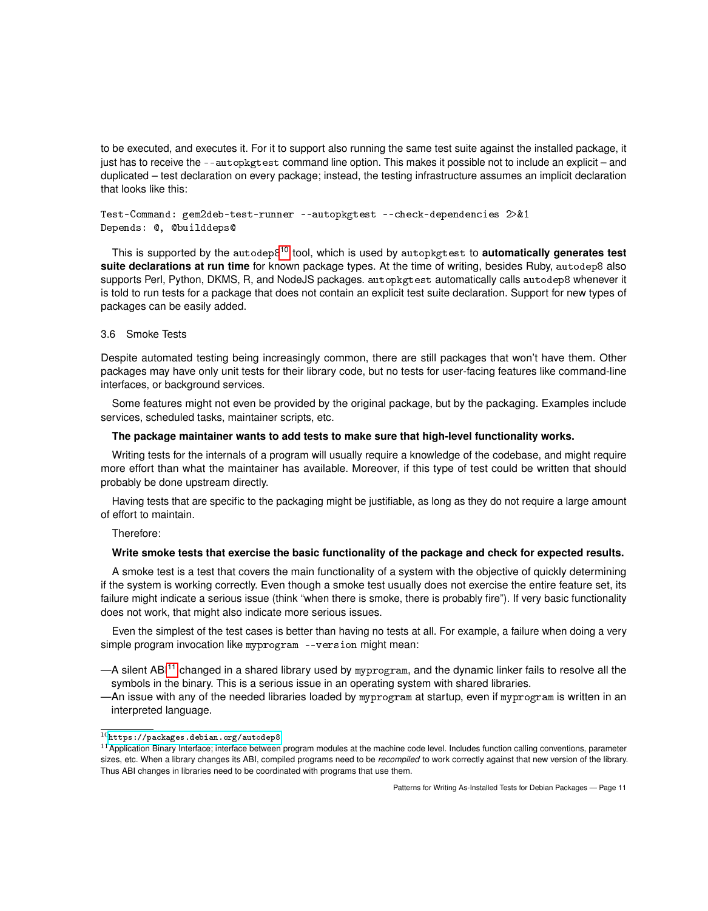to be executed, and executes it. For it to support also running the same test suite against the installed package, it just has to receive the `--autopkgtest` command line option. This makes it possible not to include an explicit – and duplicated – test declaration on every package; instead, the testing infrastructure assumes an implicit declaration that looks like this:

```
Test-Command: gem2deb-test-runner --autopkgtest --check-dependencies 2>&1
Depends: @, @builddeps@
```

This is supported by the `autodep8`[10] tool, which is used by `autopkgtest` to **automatically generates test suite declarations at run time** for known package types. At the time of writing, besides Ruby, `autodep8` also supports Perl, Python, DKMS, R, and NodeJS packages. `autopkgtest` automatically calls `autodep8` whenever it is told to run tests for a package that does not contain an explicit test suite declaration. Support for new types of packages can be easily added.

### 3.6 Smoke Tests

Despite automated testing being increasingly common, there are still packages that won't have them. Other packages may have only unit tests for their library code, but no tests for user-facing features like command-line interfaces, or background services.

Some features might not even be provided by the original package, but by the packaging. Examples include services, scheduled tasks, maintainer scripts, etc.

**The package maintainer wants to add tests to make sure that high-level functionality works.**

Writing tests for the internals of a program will usually require a knowledge of the codebase, and might require more effort than what the maintainer has available. Moreover, if this type of test could be written that should probably be done upstream directly.

Having tests that are specific to the packaging might be justifiable, as long as they do not require a large amount of effort to maintain.

Therefore:

**Write smoke tests that exercise the basic functionality of the package and check for expected results.**

A smoke test is a test that covers the main functionality of a system with the objective of quickly determining if the system is working correctly. Even though a smoke test usually does not exercise the entire feature set, its failure might indicate a serious issue (think "when there is smoke, there is probably fire"). If very basic functionality does not work, that might also indicate more serious issues.

Even the simplest of the test cases is better than having no tests at all. For example, a failure when doing a very simple program invocation like `myprogram --version` might mean:

- A silent ABI[11] changed in a shared library used by `myprogram`, and the dynamic linker fails to resolve all the symbols in the binary. This is a serious issue in an operating system with shared libraries.
- An issue with any of the needed libraries loaded by `myprogram` at startup, even if `myprogram` is written in an interpreted language.

[10] https://packages.debian.org/autodep8

[11] Application Binary Interface; interface between program modules at the machine code level. Includes function calling conventions, parameter sizes, etc. When a library changes its ABI, compiled programs need to be *recompiled* to work correctly against that new version of the library. Thus ABI changes in libraries need to be coordinated with programs that use them.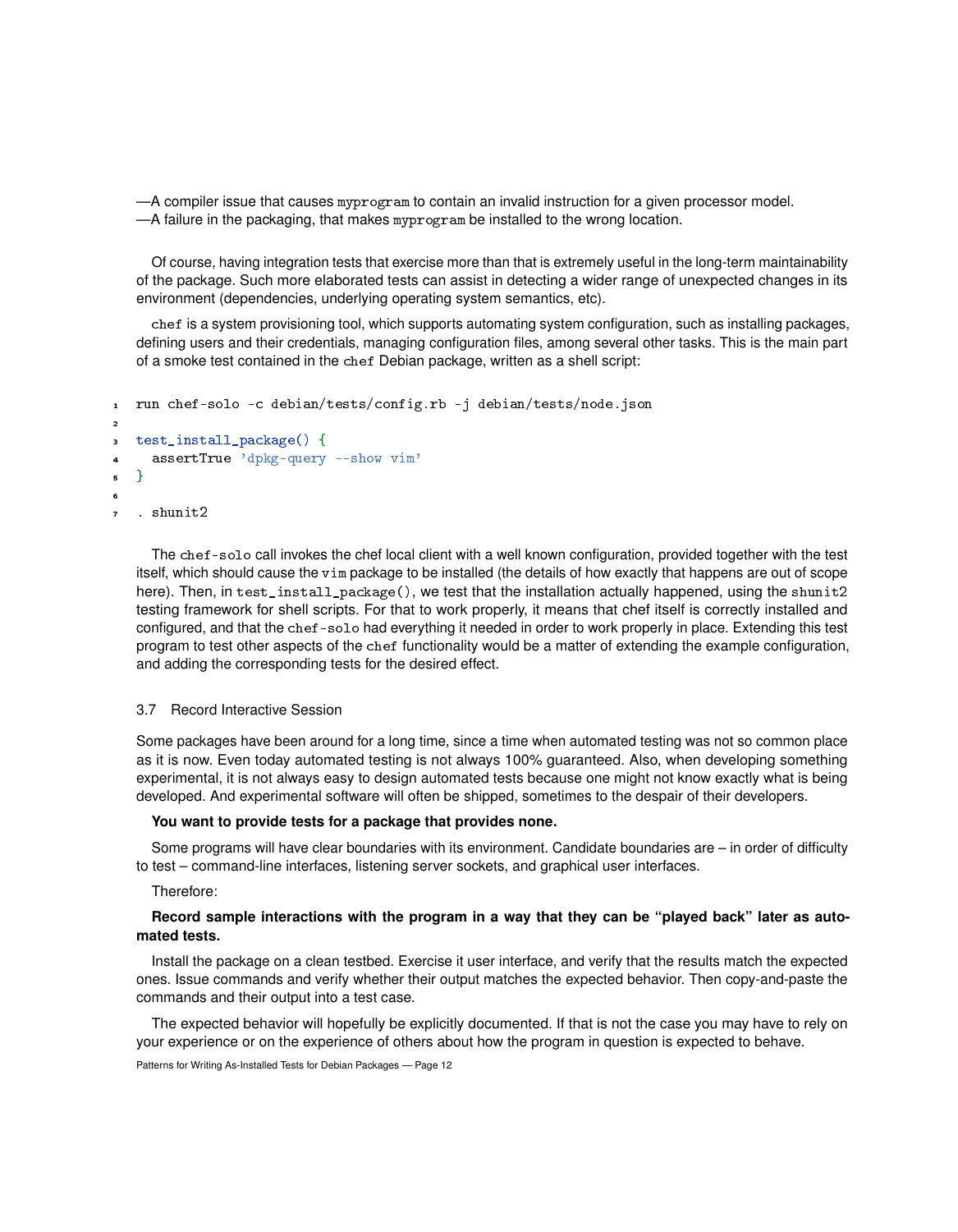—A compiler issue that causes `myprogram` to contain an invalid instruction for a given processor model.
—A failure in the packaging, that makes `myprogram` be installed to the wrong location.

Of course, having integration tests that exercise more than that is extremely useful in the long-term maintainability of the package. Such more elaborated tests can assist in detecting a wider range of unexpected changes in its environment (dependencies, underlying operating system semantics, etc).

`chef` is a system provisioning tool, which supports automating system configuration, such as installing packages, defining users and their credentials, managing configuration files, among several other tasks. This is the main part of a smoke test contained in the `chef` Debian package, written as a shell script:

```
run chef-solo -c debian/tests/config.rb -j debian/tests/node.json

test_install_package() {
  assertTrue 'dpkg-query --show vim'
}

. shunit2
```

The `chef-solo` call invokes the chef local client with a well known configuration, provided together with the test itself, which should cause the `vim` package to be installed (the details of how exactly that happens are out of scope here). Then, in `test_install_package()`, we test that the installation actually happened, using the `shunit2` testing framework for shell scripts. For that to work properly, it means that chef itself is correctly installed and configured, and that the `chef-solo` had everything it needed in order to work properly in place. Extending this test program to test other aspects of the `chef` functionality would be a matter of extending the example configuration, and adding the corresponding tests for the desired effect.

### 3.7 Record Interactive Session

Some packages have been around for a long time, since a time when automated testing was not so common place as it is now. Even today automated testing is not always 100% guaranteed. Also, when developing something experimental, it is not always easy to design automated tests because one might not know exactly what is being developed. And experimental software will often be shipped, sometimes to the despair of their developers.

**You want to provide tests for a package that provides none.**

Some programs will have clear boundaries with its environment. Candidate boundaries are – in order of difficulty to test – command-line interfaces, listening server sockets, and graphical user interfaces.

Therefore:

**Record sample interactions with the program in a way that they can be "played back" later as automated tests.**

Install the package on a clean testbed. Exercise it user interface, and verify that the results match the expected ones. Issue commands and verify whether their output matches the expected behavior. Then copy-and-paste the commands and their output into a test case.

The expected behavior will hopefully be explicitly documented. If that is not the case you may have to rely on your experience or on the experience of others about how the program in question is expected to behave.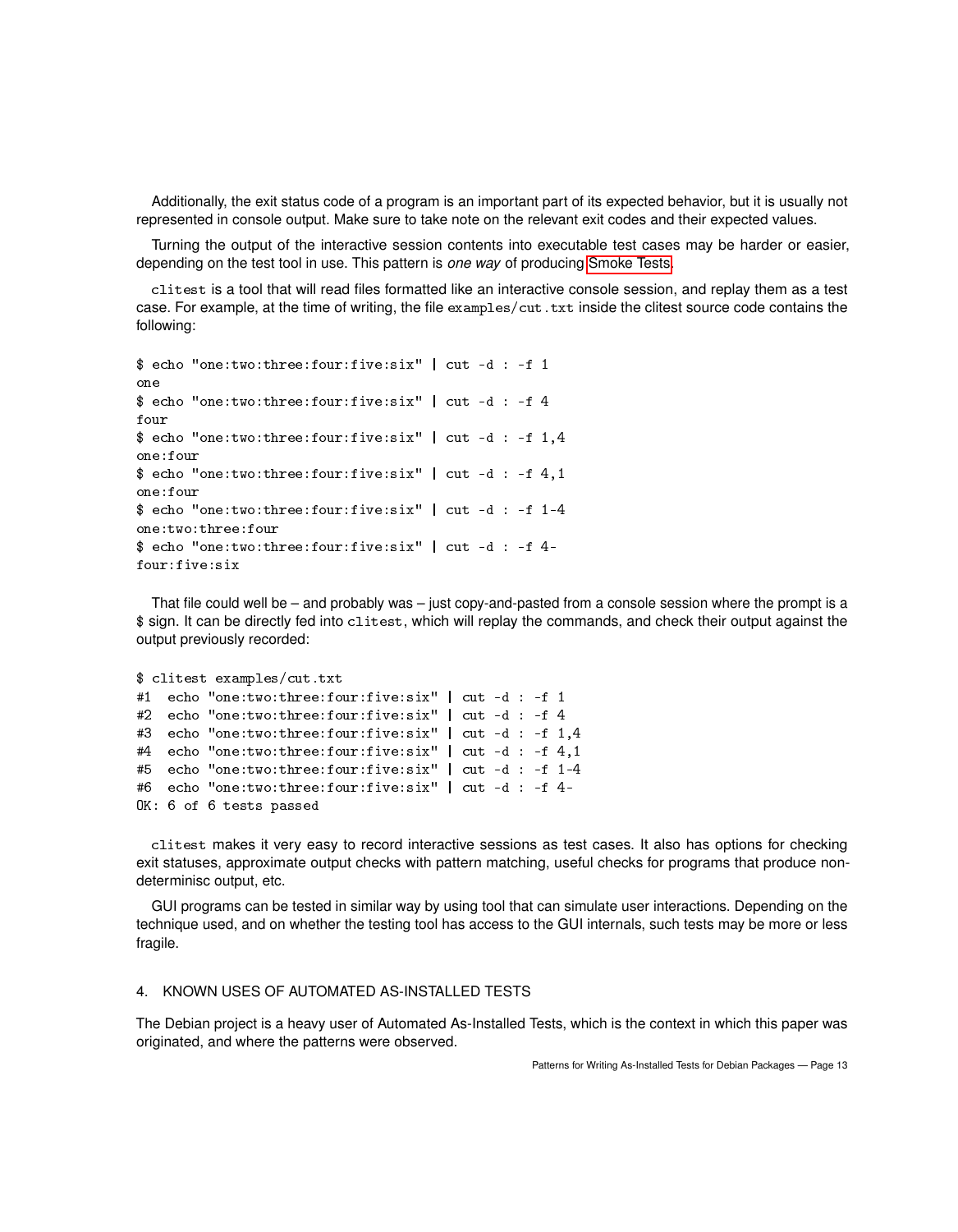Additionally, the exit status code of a program is an important part of its expected behavior, but it is usually not represented in console output. Make sure to take note on the relevant exit codes and their expected values.

Turning the output of the interactive session contents into executable test cases may be harder or easier, depending on the test tool in use. This pattern is *one way* of producing Smoke Tests.

`clitest` is a tool that will read files formatted like an interactive console session, and replay them as a test case. For example, at the time of writing, the file `examples/cut.txt` inside the clitest source code contains the following:

```
$ echo "one:two:three:four:five:six" | cut -d : -f 1
one
$ echo "one:two:three:four:five:six" | cut -d : -f 4
four
$ echo "one:two:three:four:five:six" | cut -d : -f 1,4
one:four
$ echo "one:two:three:four:five:six" | cut -d : -f 4,1
one:four
$ echo "one:two:three:four:five:six" | cut -d : -f 1-4
one:two:three:four
$ echo "one:two:three:four:five:six" | cut -d : -f 4-
four:five:six
```

That file could well be – and probably was – just copy-and-pasted from a console session where the prompt is a $ sign. It can be directly fed into `clitest`, which will replay the commands, and check their output against the output previously recorded:

```
$ clitest examples/cut.txt
#1  echo "one:two:three:four:five:six" | cut -d : -f 1
#2  echo "one:two:three:four:five:six" | cut -d : -f 4
#3  echo "one:two:three:four:five:six" | cut -d : -f 1,4
#4  echo "one:two:three:four:five:six" | cut -d : -f 4,1
#5  echo "one:two:three:four:five:six" | cut -d : -f 1-4
#6  echo "one:two:three:four:five:six" | cut -d : -f 4-
OK: 6 of 6 tests passed
```

`clitest` makes it very easy to record interactive sessions as test cases. It also has options for checking exit statuses, approximate output checks with pattern matching, useful checks for programs that produce non-determinisc output, etc.

GUI programs can be tested in similar way by using tool that can simulate user interactions. Depending on the technique used, and on whether the testing tool has access to the GUI internals, such tests may be more or less fragile.

## 4. KNOWN USES OF AUTOMATED AS-INSTALLED TESTS

The Debian project is a heavy user of Automated As-Installed Tests, which is the context in which this paper was originated, and where the patterns were observed.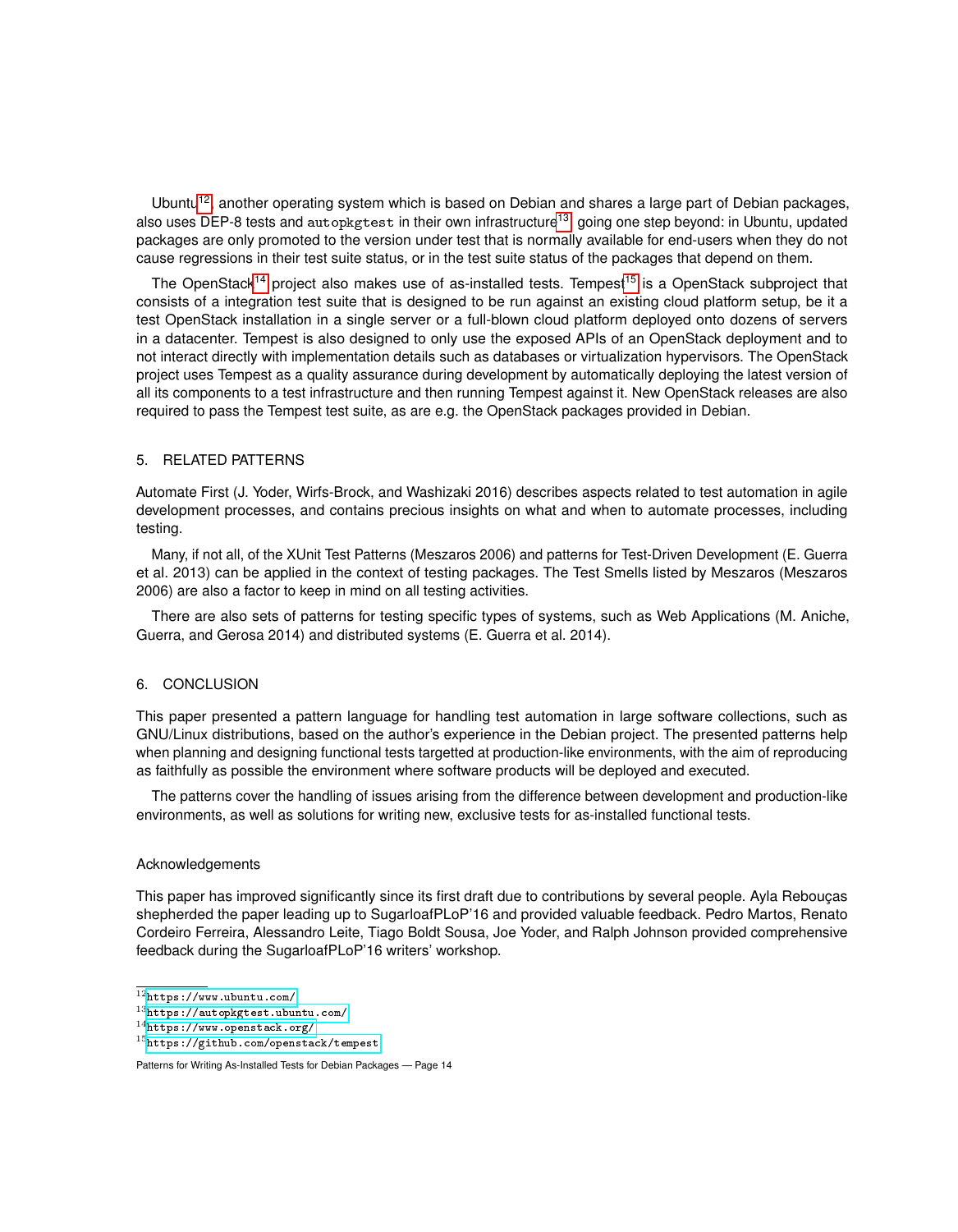Ubuntu[12], another operating system which is based on Debian and shares a large part of Debian packages, also uses DEP-8 tests and `autopkgtest` in their own infrastructure[13], going one step beyond: in Ubuntu, updated packages are only promoted to the version under test that is normally available for end-users when they do not cause regressions in their test suite status, or in the test suite status of the packages that depend on them.

The OpenStack[14] project also makes use of as-installed tests. Tempest[15] is a OpenStack subproject that consists of a integration test suite that is designed to be run against an existing cloud platform setup, be it a test OpenStack installation in a single server or a full-blown cloud platform deployed onto dozens of servers in a datacenter. Tempest is also designed to only use the exposed APIs of an OpenStack deployment and to not interact directly with implementation details such as databases or virtualization hypervisors. The OpenStack project uses Tempest as a quality assurance during development by automatically deploying the latest version of all its components to a test infrastructure and then running Tempest against it. New OpenStack releases are also required to pass the Tempest test suite, as are e.g. the OpenStack packages provided in Debian.

## 5. RELATED PATTERNS

Automate First (J. Yoder, Wirfs-Brock, and Washizaki 2016) describes aspects related to test automation in agile development processes, and contains precious insights on what and when to automate processes, including testing.

Many, if not all, of the XUnit Test Patterns (Meszaros 2006) and patterns for Test-Driven Development (E. Guerra et al. 2013) can be applied in the context of testing packages. The Test Smells listed by Meszaros (Meszaros 2006) are also a factor to keep in mind on all testing activities.

There are also sets of patterns for testing specific types of systems, such as Web Applications (M. Aniche, Guerra, and Gerosa 2014) and distributed systems (E. Guerra et al. 2014).

## 6. CONCLUSION

This paper presented a pattern language for handling test automation in large software collections, such as GNU/Linux distributions, based on the author's experience in the Debian project. The presented patterns help when planning and designing functional tests targetted at production-like environments, with the aim of reproducing as faithfully as possible the environment where software products will be deployed and executed.

The patterns cover the handling of issues arising from the difference between development and production-like environments, as well as solutions for writing new, exclusive tests for as-installed functional tests.

### Acknowledgements

This paper has improved significantly since its first draft due to contributions by several people. Ayla Rebouças shepherded the paper leading up to SugarloafPLoP'16 and provided valuable feedback. Pedro Martos, Renato Cordeiro Ferreira, Alessandro Leite, Tiago Boldt Sousa, Joe Yoder, and Ralph Johnson provided comprehensive feedback during the SugarloafPLoP'16 writers' workshop.

---

[12] https://www.ubuntu.com/
[13] https://autopkgtest.ubuntu.com/
[14] https://www.openstack.org/
[15] https://github.com/openstack/tempest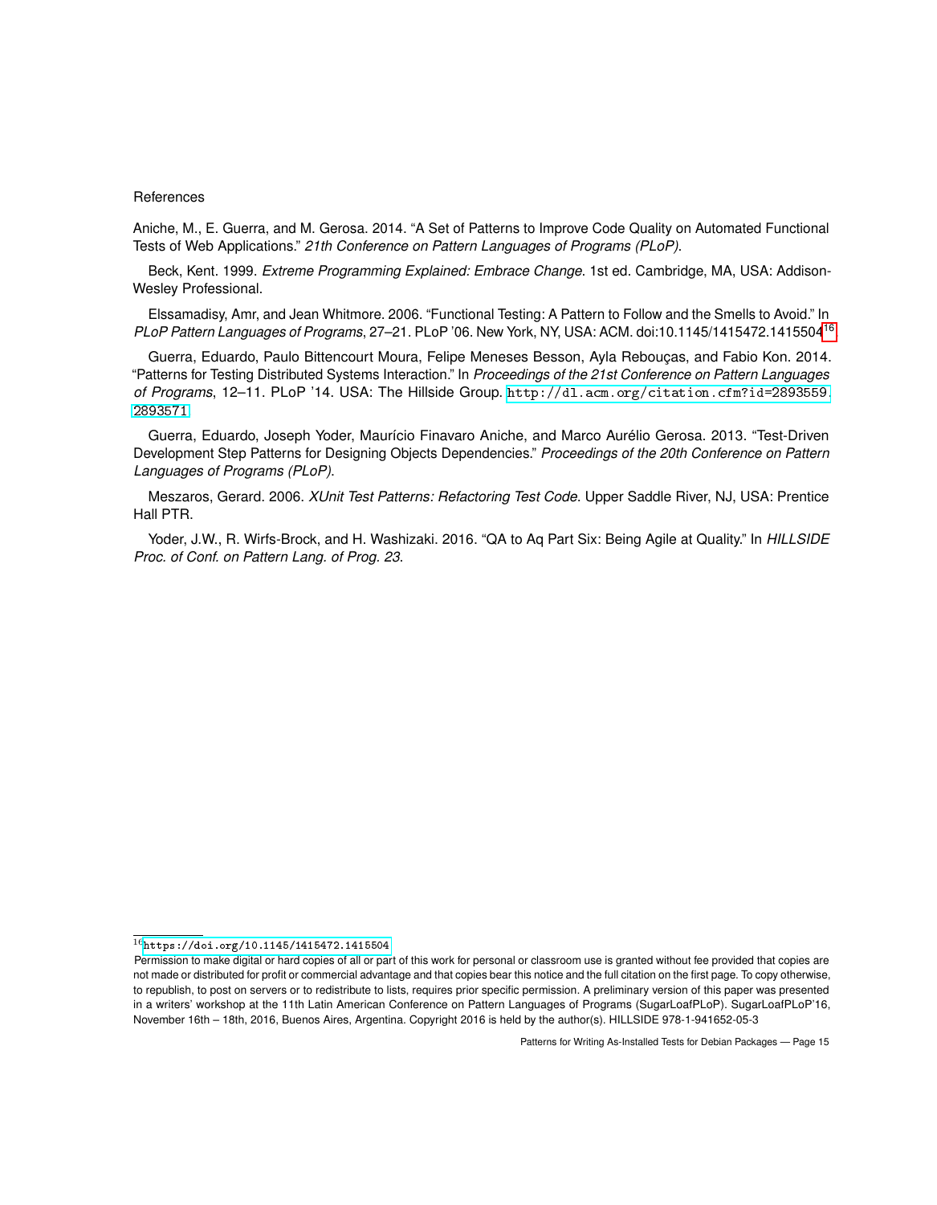References

Aniche, M., E. Guerra, and M. Gerosa. 2014. "A Set of Patterns to Improve Code Quality on Automated Functional Tests of Web Applications." *21th Conference on Pattern Languages of Programs (PLoP)*.

Beck, Kent. 1999. *Extreme Programming Explained: Embrace Change*. 1st ed. Cambridge, MA, USA: Addison-Wesley Professional.

Elssamadisy, Amr, and Jean Whitmore. 2006. "Functional Testing: A Pattern to Follow and the Smells to Avoid." In *PLoP Pattern Languages of Programs*, 27–21. PLoP '06. New York, NY, USA: ACM. doi:10.1145/1415472.1415504[16]

Guerra, Eduardo, Paulo Bittencourt Moura, Felipe Meneses Besson, Ayla Rebouças, and Fabio Kon. 2014. "Patterns for Testing Distributed Systems Interaction." In *Proceedings of the 21st Conference on Pattern Languages of Programs*, 12–11. PLoP '14. USA: The Hillside Group. http://dl.acm.org/citation.cfm?id=2893559.2893571

Guerra, Eduardo, Joseph Yoder, Maurício Finavaro Aniche, and Marco Aurélio Gerosa. 2013. "Test-Driven Development Step Patterns for Designing Objects Dependencies." *Proceedings of the 20th Conference on Pattern Languages of Programs (PLoP)*.

Meszaros, Gerard. 2006. *XUnit Test Patterns: Refactoring Test Code*. Upper Saddle River, NJ, USA: Prentice Hall PTR.

Yoder, J.W., R. Wirfs-Brock, and H. Washizaki. 2016. "QA to Aq Part Six: Being Agile at Quality." In *HILLSIDE Proc. of Conf. on Pattern Lang. of Prog. 23*.

[16] https://doi.org/10.1145/1415472.1415504

Permission to make digital or hard copies of all or part of this work for personal or classroom use is granted without fee provided that copies are not made or distributed for profit or commercial advantage and that copies bear this notice and the full citation on the first page. To copy otherwise, to republish, to post on servers or to redistribute to lists, requires prior specific permission. A preliminary version of this paper was presented in a writers' workshop at the 11th Latin American Conference on Pattern Languages of Programs (SugarLoafPLoP). SugarLoafPLoP'16, November 16th – 18th, 2016, Buenos Aires, Argentina. Copyright 2016 is held by the author(s). HILLSIDE 978-1-941652-05-3